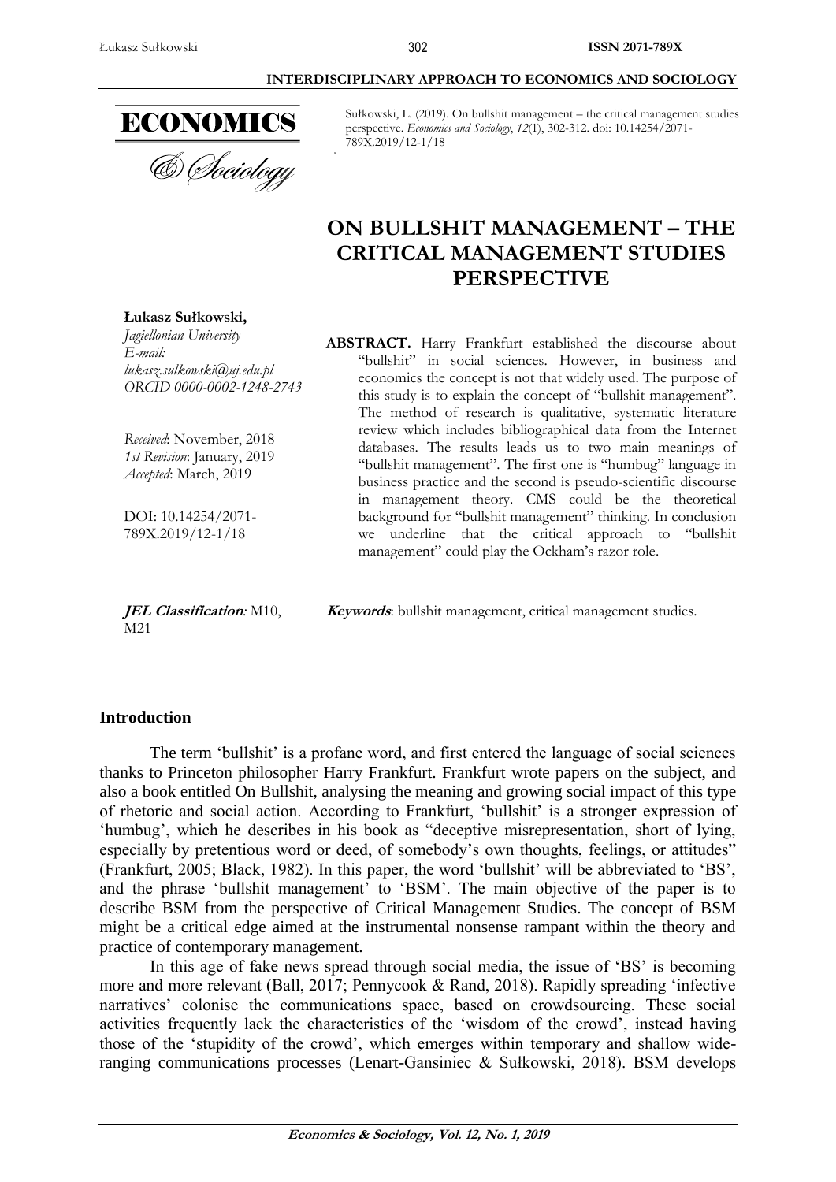INTERDISCIPLINARY APPROACH TO ECONOMICS AND SOCIOLOGY

ECONOMICS
& Sociology

Sułkowski, Ł. (2019). On bullshit management – the critical management studies perspective. *Economics and Sociology*, *12*(1), 302-312. doi: 10.14254/2071-789X.2019/12-1/18

# ON BULLSHIT MANAGEMENT – THE CRITICAL MANAGEMENT STUDIES PERSPECTIVE

**Łukasz Sułkowski,**
*Jagiellonian University*
*E-mail: lukasz.sulkowski@uj.edu.pl*
*ORCID 0000-0002-1248-2743*

*Received*: November, 2018
*1st Revision*: January, 2019
*Accepted*: March, 2019

DOI: 10.14254/2071-789X.2019/12-1/18

**ABSTRACT.** Harry Frankfurt established the discourse about "bullshit" in social sciences. However, in business and economics the concept is not that widely used. The purpose of this study is to explain the concept of "bullshit management". The method of research is qualitative, systematic literature review which includes bibliographical data from the Internet databases. The results leads us to two main meanings of "bullshit management". The first one is "humbug" language in business practice and the second is pseudo-scientific discourse in management theory. CMS could be the theoretical background for "bullshit management" thinking. In conclusion we underline that the critical approach to "bullshit management" could play the Ockham's razor role.

***JEL Classification*:** M10, M21

***Keywords*:** bullshit management, critical management studies.

## Introduction

The term 'bullshit' is a profane word, and first entered the language of social sciences thanks to Princeton philosopher Harry Frankfurt. Frankfurt wrote papers on the subject, and also a book entitled On Bullshit, analysing the meaning and growing social impact of this type of rhetoric and social action. According to Frankfurt, 'bullshit' is a stronger expression of 'humbug', which he describes in his book as "deceptive misrepresentation, short of lying, especially by pretentious word or deed, of somebody's own thoughts, feelings, or attitudes" (Frankfurt, 2005; Black, 1982). In this paper, the word 'bullshit' will be abbreviated to 'BS', and the phrase 'bullshit management' to 'BSM'. The main objective of the paper is to describe BSM from the perspective of Critical Management Studies. The concept of BSM might be a critical edge aimed at the instrumental nonsense rampant within the theory and practice of contemporary management.

In this age of fake news spread through social media, the issue of 'BS' is becoming more and more relevant (Ball, 2017; Pennycook & Rand, 2018). Rapidly spreading 'infective narratives' colonise the communications space, based on crowdsourcing. These social activities frequently lack the characteristics of the 'wisdom of the crowd', instead having those of the 'stupidity of the crowd', which emerges within temporary and shallow wide-ranging communications processes (Lenart-Gansiniec & Sułkowski, 2018). BSM develops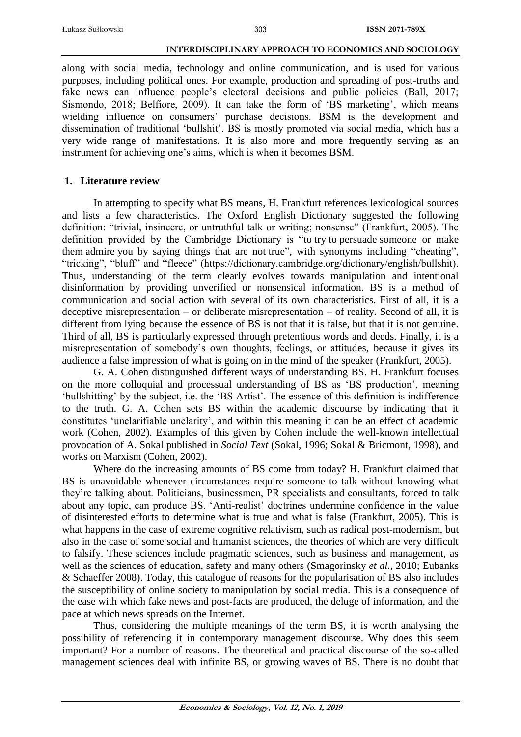along with social media, technology and online communication, and is used for various purposes, including political ones. For example, production and spreading of post-truths and fake news can influence people's electoral decisions and public policies (Ball, 2017; Sismondo, 2018; Belfiore, 2009). It can take the form of 'BS marketing', which means wielding influence on consumers' purchase decisions. BSM is the development and dissemination of traditional 'bullshit'. BS is mostly promoted via social media, which has a very wide range of manifestations. It is also more and more frequently serving as an instrument for achieving one's aims, which is when it becomes BSM.

## 1. Literature review

In attempting to specify what BS means, H. Frankfurt references lexicological sources and lists a few characteristics. The Oxford English Dictionary suggested the following definition: "trivial, insincere, or untruthful talk or writing; nonsense" (Frankfurt, 2005). The definition provided by the Cambridge Dictionary is "to try to persuade someone or make them admire you by saying things that are not true", with synonyms including "cheating", "tricking", "bluff" and "fleece" (https://dictionary.cambridge.org/dictionary/english/bullshit). Thus, understanding of the term clearly evolves towards manipulation and intentional disinformation by providing unverified or nonsensical information. BS is a method of communication and social action with several of its own characteristics. First of all, it is a deceptive misrepresentation – or deliberate misrepresentation – of reality. Second of all, it is different from lying because the essence of BS is not that it is false, but that it is not genuine. Third of all, BS is particularly expressed through pretentious words and deeds. Finally, it is a misrepresentation of somebody's own thoughts, feelings, or attitudes, because it gives its audience a false impression of what is going on in the mind of the speaker (Frankfurt, 2005).

G. A. Cohen distinguished different ways of understanding BS. H. Frankfurt focuses on the more colloquial and processual understanding of BS as 'BS production', meaning 'bullshitting' by the subject, i.e. the 'BS Artist'. The essence of this definition is indifference to the truth. G. A. Cohen sets BS within the academic discourse by indicating that it constitutes 'unclarifiable unclarity', and within this meaning it can be an effect of academic work (Cohen, 2002). Examples of this given by Cohen include the well-known intellectual provocation of A. Sokal published in *Social Text* (Sokal, 1996; Sokal & Bricmont, 1998), and works on Marxism (Cohen, 2002).

Where do the increasing amounts of BS come from today? H. Frankfurt claimed that BS is unavoidable whenever circumstances require someone to talk without knowing what they're talking about. Politicians, businessmen, PR specialists and consultants, forced to talk about any topic, can produce BS. 'Anti-realist' doctrines undermine confidence in the value of disinterested efforts to determine what is true and what is false (Frankfurt, 2005). This is what happens in the case of extreme cognitive relativism, such as radical post-modernism, but also in the case of some social and humanist sciences, the theories of which are very difficult to falsify. These sciences include pragmatic sciences, such as business and management, as well as the sciences of education, safety and many others (Smagorinsky *et al.*, 2010; Eubanks & Schaeffer 2008). Today, this catalogue of reasons for the popularisation of BS also includes the susceptibility of online society to manipulation by social media. This is a consequence of the ease with which fake news and post-facts are produced, the deluge of information, and the pace at which news spreads on the Internet.

Thus, considering the multiple meanings of the term BS, it is worth analysing the possibility of referencing it in contemporary management discourse. Why does this seem important? For a number of reasons. The theoretical and practical discourse of the so-called management sciences deal with infinite BS, or growing waves of BS. There is no doubt that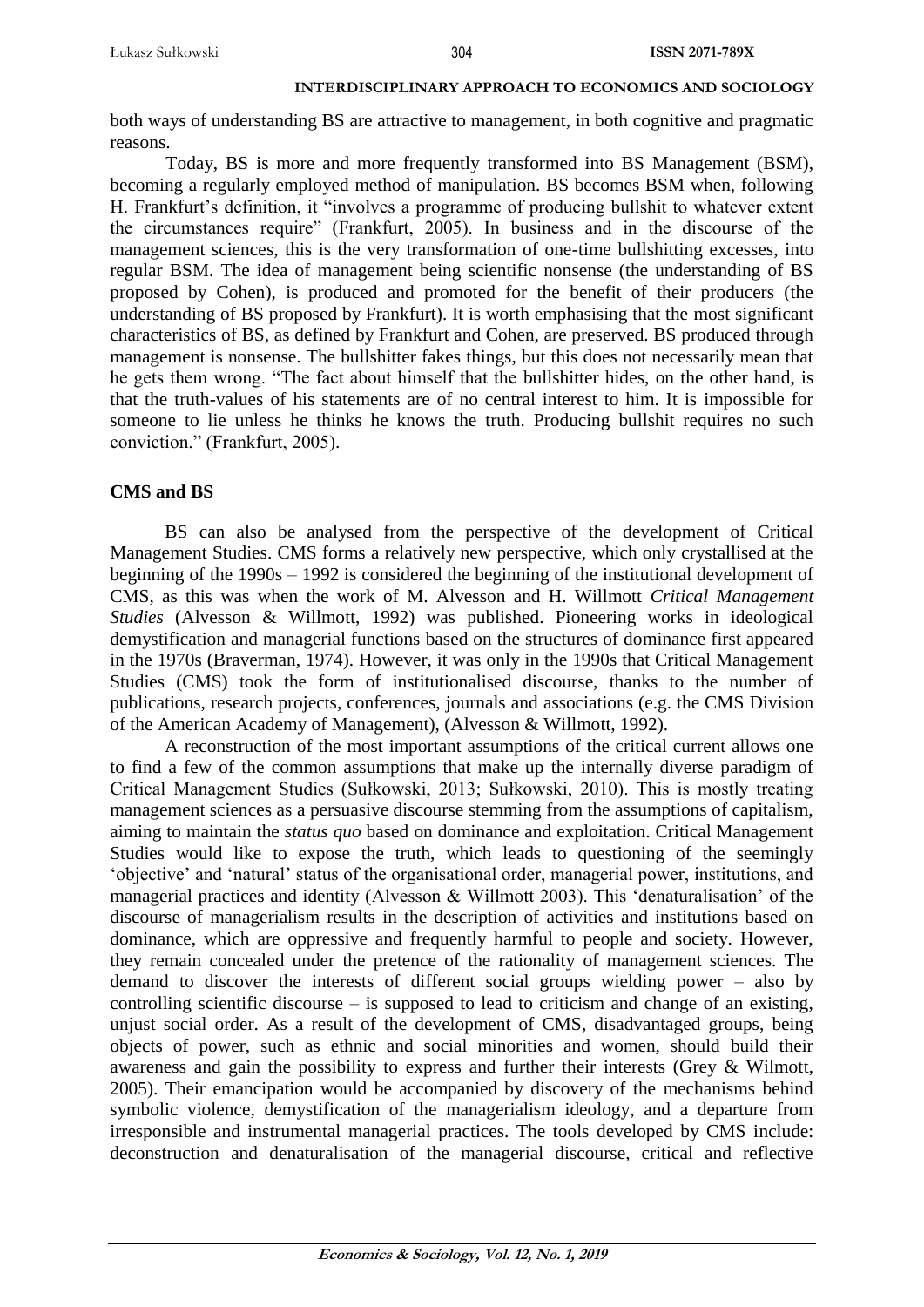both ways of understanding BS are attractive to management, in both cognitive and pragmatic reasons.

Today, BS is more and more frequently transformed into BS Management (BSM), becoming a regularly employed method of manipulation. BS becomes BSM when, following H. Frankfurt's definition, it "involves a programme of producing bullshit to whatever extent the circumstances require" (Frankfurt, 2005). In business and in the discourse of the management sciences, this is the very transformation of one-time bullshitting excesses, into regular BSM. The idea of management being scientific nonsense (the understanding of BS proposed by Cohen), is produced and promoted for the benefit of their producers (the understanding of BS proposed by Frankfurt). It is worth emphasising that the most significant characteristics of BS, as defined by Frankfurt and Cohen, are preserved. BS produced through management is nonsense. The bullshitter fakes things, but this does not necessarily mean that he gets them wrong. "The fact about himself that the bullshitter hides, on the other hand, is that the truth-values of his statements are of no central interest to him. It is impossible for someone to lie unless he thinks he knows the truth. Producing bullshit requires no such conviction." (Frankfurt, 2005).

## CMS and BS

BS can also be analysed from the perspective of the development of Critical Management Studies. CMS forms a relatively new perspective, which only crystallised at the beginning of the 1990s – 1992 is considered the beginning of the institutional development of CMS, as this was when the work of M. Alvesson and H. Willmott *Critical Management Studies* (Alvesson & Willmott, 1992) was published. Pioneering works in ideological demystification and managerial functions based on the structures of dominance first appeared in the 1970s (Braverman, 1974). However, it was only in the 1990s that Critical Management Studies (CMS) took the form of institutionalised discourse, thanks to the number of publications, research projects, conferences, journals and associations (e.g. the CMS Division of the American Academy of Management), (Alvesson & Willmott, 1992).

A reconstruction of the most important assumptions of the critical current allows one to find a few of the common assumptions that make up the internally diverse paradigm of Critical Management Studies (Sułkowski, 2013; Sułkowski, 2010). This is mostly treating management sciences as a persuasive discourse stemming from the assumptions of capitalism, aiming to maintain the *status quo* based on dominance and exploitation. Critical Management Studies would like to expose the truth, which leads to questioning of the seemingly 'objective' and 'natural' status of the organisational order, managerial power, institutions, and managerial practices and identity (Alvesson & Willmott 2003). This 'denaturalisation' of the discourse of managerialism results in the description of activities and institutions based on dominance, which are oppressive and frequently harmful to people and society. However, they remain concealed under the pretence of the rationality of management sciences. The demand to discover the interests of different social groups wielding power – also by controlling scientific discourse – is supposed to lead to criticism and change of an existing, unjust social order. As a result of the development of CMS, disadvantaged groups, being objects of power, such as ethnic and social minorities and women, should build their awareness and gain the possibility to express and further their interests (Grey & Wilmott, 2005). Their emancipation would be accompanied by discovery of the mechanisms behind symbolic violence, demystification of the managerialism ideology, and a departure from irresponsible and instrumental managerial practices. The tools developed by CMS include: deconstruction and denaturalisation of the managerial discourse, critical and reflective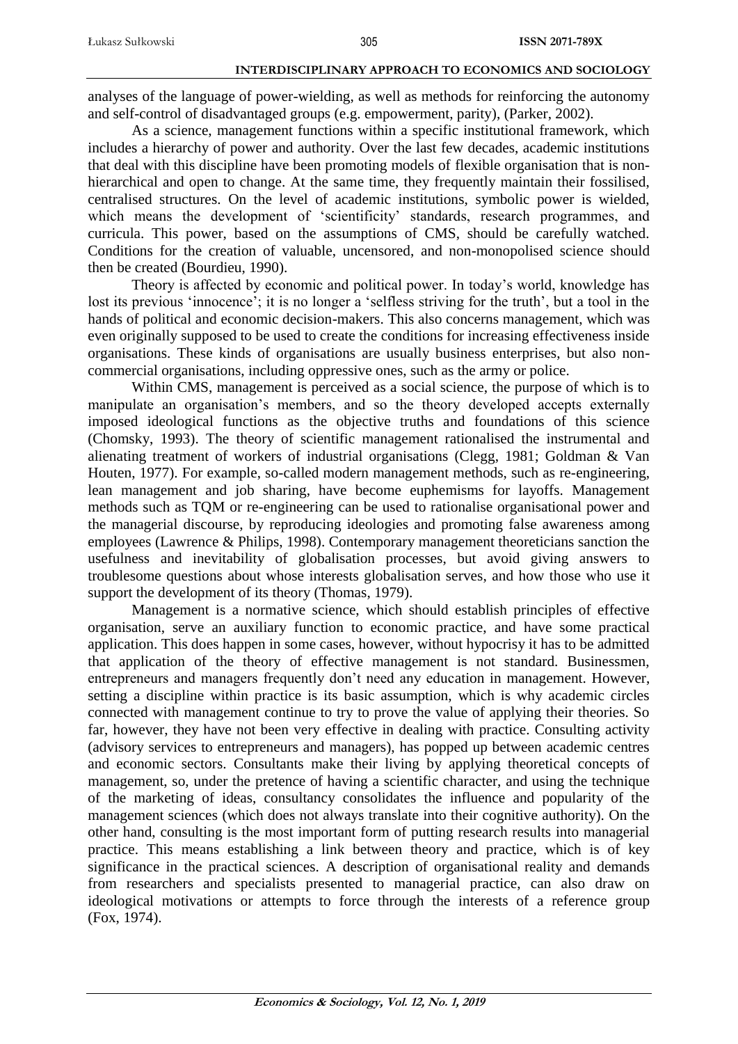analyses of the language of power-wielding, as well as methods for reinforcing the autonomy and self-control of disadvantaged groups (e.g. empowerment, parity), (Parker, 2002).

As a science, management functions within a specific institutional framework, which includes a hierarchy of power and authority. Over the last few decades, academic institutions that deal with this discipline have been promoting models of flexible organisation that is non-hierarchical and open to change. At the same time, they frequently maintain their fossilised, centralised structures. On the level of academic institutions, symbolic power is wielded, which means the development of 'scientificity' standards, research programmes, and curricula. This power, based on the assumptions of CMS, should be carefully watched. Conditions for the creation of valuable, uncensored, and non-monopolised science should then be created (Bourdieu, 1990).

Theory is affected by economic and political power. In today's world, knowledge has lost its previous 'innocence'; it is no longer a 'selfless striving for the truth', but a tool in the hands of political and economic decision-makers. This also concerns management, which was even originally supposed to be used to create the conditions for increasing effectiveness inside organisations. These kinds of organisations are usually business enterprises, but also non-commercial organisations, including oppressive ones, such as the army or police.

Within CMS, management is perceived as a social science, the purpose of which is to manipulate an organisation's members, and so the theory developed accepts externally imposed ideological functions as the objective truths and foundations of this science (Chomsky, 1993). The theory of scientific management rationalised the instrumental and alienating treatment of workers of industrial organisations (Clegg, 1981; Goldman & Van Houten, 1977). For example, so-called modern management methods, such as re-engineering, lean management and job sharing, have become euphemisms for layoffs. Management methods such as TQM or re-engineering can be used to rationalise organisational power and the managerial discourse, by reproducing ideologies and promoting false awareness among employees (Lawrence & Philips, 1998). Contemporary management theoreticians sanction the usefulness and inevitability of globalisation processes, but avoid giving answers to troublesome questions about whose interests globalisation serves, and how those who use it support the development of its theory (Thomas, 1979).

Management is a normative science, which should establish principles of effective organisation, serve an auxiliary function to economic practice, and have some practical application. This does happen in some cases, however, without hypocrisy it has to be admitted that application of the theory of effective management is not standard. Businessmen, entrepreneurs and managers frequently don't need any education in management. However, setting a discipline within practice is its basic assumption, which is why academic circles connected with management continue to try to prove the value of applying their theories. So far, however, they have not been very effective in dealing with practice. Consulting activity (advisory services to entrepreneurs and managers), has popped up between academic centres and economic sectors. Consultants make their living by applying theoretical concepts of management, so, under the pretence of having a scientific character, and using the technique of the marketing of ideas, consultancy consolidates the influence and popularity of the management sciences (which does not always translate into their cognitive authority). On the other hand, consulting is the most important form of putting research results into managerial practice. This means establishing a link between theory and practice, which is of key significance in the practical sciences. A description of organisational reality and demands from researchers and specialists presented to managerial practice, can also draw on ideological motivations or attempts to force through the interests of a reference group (Fox, 1974).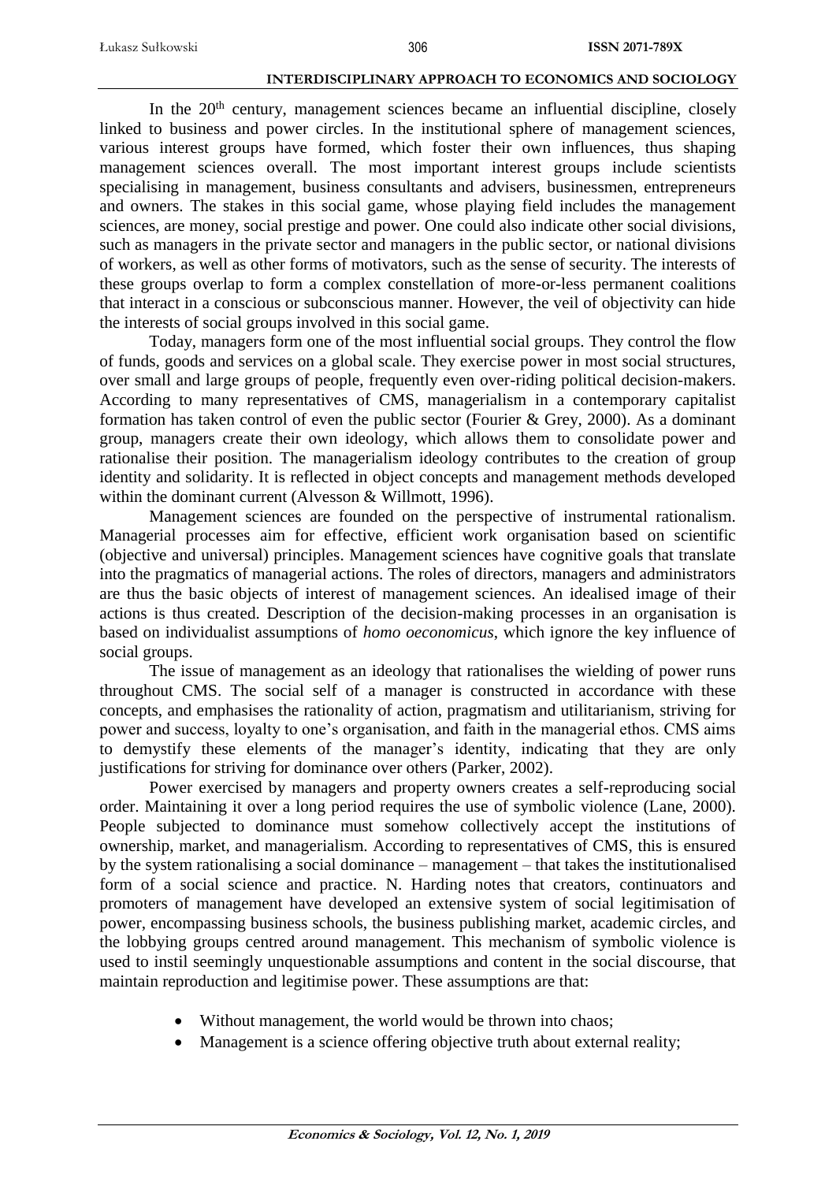In the 20th century, management sciences became an influential discipline, closely linked to business and power circles. In the institutional sphere of management sciences, various interest groups have formed, which foster their own influences, thus shaping management sciences overall. The most important interest groups include scientists specialising in management, business consultants and advisers, businessmen, entrepreneurs and owners. The stakes in this social game, whose playing field includes the management sciences, are money, social prestige and power. One could also indicate other social divisions, such as managers in the private sector and managers in the public sector, or national divisions of workers, as well as other forms of motivators, such as the sense of security. The interests of these groups overlap to form a complex constellation of more-or-less permanent coalitions that interact in a conscious or subconscious manner. However, the veil of objectivity can hide the interests of social groups involved in this social game.

Today, managers form one of the most influential social groups. They control the flow of funds, goods and services on a global scale. They exercise power in most social structures, over small and large groups of people, frequently even over-riding political decision-makers. According to many representatives of CMS, managerialism in a contemporary capitalist formation has taken control of even the public sector (Fourier & Grey, 2000). As a dominant group, managers create their own ideology, which allows them to consolidate power and rationalise their position. The managerialism ideology contributes to the creation of group identity and solidarity. It is reflected in object concepts and management methods developed within the dominant current (Alvesson & Willmott, 1996).

Management sciences are founded on the perspective of instrumental rationalism. Managerial processes aim for effective, efficient work organisation based on scientific (objective and universal) principles. Management sciences have cognitive goals that translate into the pragmatics of managerial actions. The roles of directors, managers and administrators are thus the basic objects of interest of management sciences. An idealised image of their actions is thus created. Description of the decision-making processes in an organisation is based on individualist assumptions of *homo oeconomicus*, which ignore the key influence of social groups.

The issue of management as an ideology that rationalises the wielding of power runs throughout CMS. The social self of a manager is constructed in accordance with these concepts, and emphasises the rationality of action, pragmatism and utilitarianism, striving for power and success, loyalty to one's organisation, and faith in the managerial ethos. CMS aims to demystify these elements of the manager's identity, indicating that they are only justifications for striving for dominance over others (Parker, 2002).

Power exercised by managers and property owners creates a self-reproducing social order. Maintaining it over a long period requires the use of symbolic violence (Lane, 2000). People subjected to dominance must somehow collectively accept the institutions of ownership, market, and managerialism. According to representatives of CMS, this is ensured by the system rationalising a social dominance – management – that takes the institutionalised form of a social science and practice. N. Harding notes that creators, continuators and promoters of management have developed an extensive system of social legitimisation of power, encompassing business schools, the business publishing market, academic circles, and the lobbying groups centred around management. This mechanism of symbolic violence is used to instil seemingly unquestionable assumptions and content in the social discourse, that maintain reproduction and legitimise power. These assumptions are that:

- Without management, the world would be thrown into chaos;
- Management is a science offering objective truth about external reality;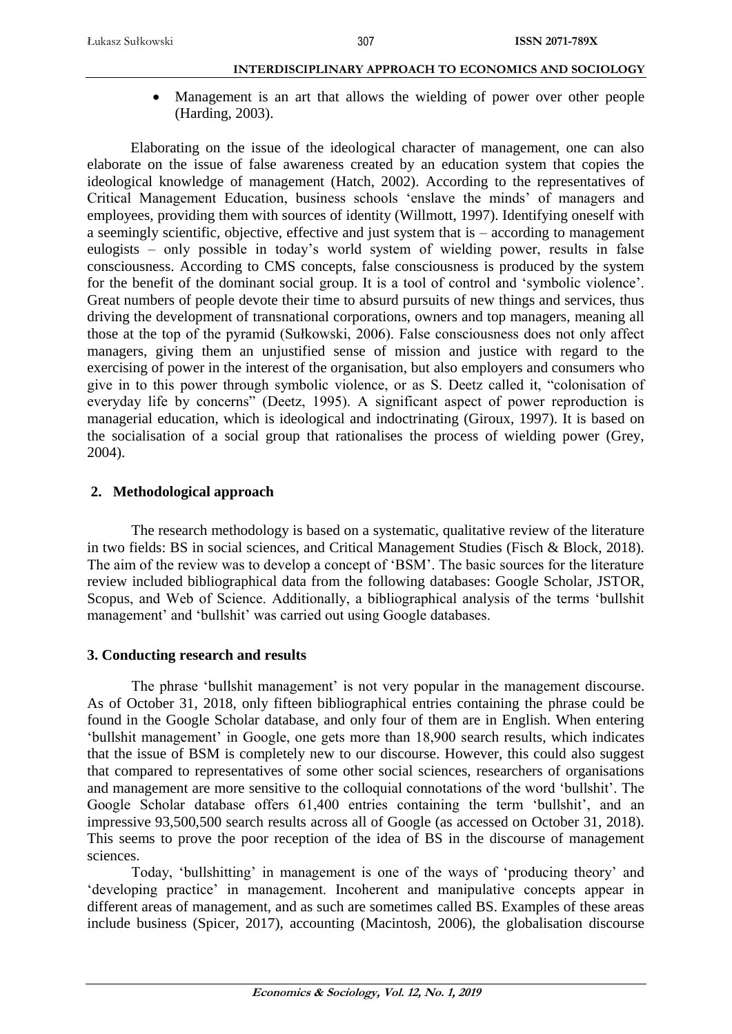- Management is an art that allows the wielding of power over other people (Harding, 2003).

Elaborating on the issue of the ideological character of management, one can also elaborate on the issue of false awareness created by an education system that copies the ideological knowledge of management (Hatch, 2002). According to the representatives of Critical Management Education, business schools 'enslave the minds' of managers and employees, providing them with sources of identity (Willmott, 1997). Identifying oneself with a seemingly scientific, objective, effective and just system that is – according to management eulogists – only possible in today's world system of wielding power, results in false consciousness. According to CMS concepts, false consciousness is produced by the system for the benefit of the dominant social group. It is a tool of control and 'symbolic violence'. Great numbers of people devote their time to absurd pursuits of new things and services, thus driving the development of transnational corporations, owners and top managers, meaning all those at the top of the pyramid (Sułkowski, 2006). False consciousness does not only affect managers, giving them an unjustified sense of mission and justice with regard to the exercising of power in the interest of the organisation, but also employers and consumers who give in to this power through symbolic violence, or as S. Deetz called it, "colonisation of everyday life by concerns" (Deetz, 1995). A significant aspect of power reproduction is managerial education, which is ideological and indoctrinating (Giroux, 1997). It is based on the socialisation of a social group that rationalises the process of wielding power (Grey, 2004).

## 2. Methodological approach

The research methodology is based on a systematic, qualitative review of the literature in two fields: BS in social sciences, and Critical Management Studies (Fisch & Block, 2018). The aim of the review was to develop a concept of 'BSM'. The basic sources for the literature review included bibliographical data from the following databases: Google Scholar, JSTOR, Scopus, and Web of Science. Additionally, a bibliographical analysis of the terms 'bullshit management' and 'bullshit' was carried out using Google databases.

## 3. Conducting research and results

The phrase 'bullshit management' is not very popular in the management discourse. As of October 31, 2018, only fifteen bibliographical entries containing the phrase could be found in the Google Scholar database, and only four of them are in English. When entering 'bullshit management' in Google, one gets more than 18,900 search results, which indicates that the issue of BSM is completely new to our discourse. However, this could also suggest that compared to representatives of some other social sciences, researchers of organisations and management are more sensitive to the colloquial connotations of the word 'bullshit'. The Google Scholar database offers 61,400 entries containing the term 'bullshit', and an impressive 93,500,500 search results across all of Google (as accessed on October 31, 2018). This seems to prove the poor reception of the idea of BS in the discourse of management sciences.

Today, 'bullshitting' in management is one of the ways of 'producing theory' and 'developing practice' in management. Incoherent and manipulative concepts appear in different areas of management, and as such are sometimes called BS. Examples of these areas include business (Spicer, 2017), accounting (Macintosh, 2006), the globalisation discourse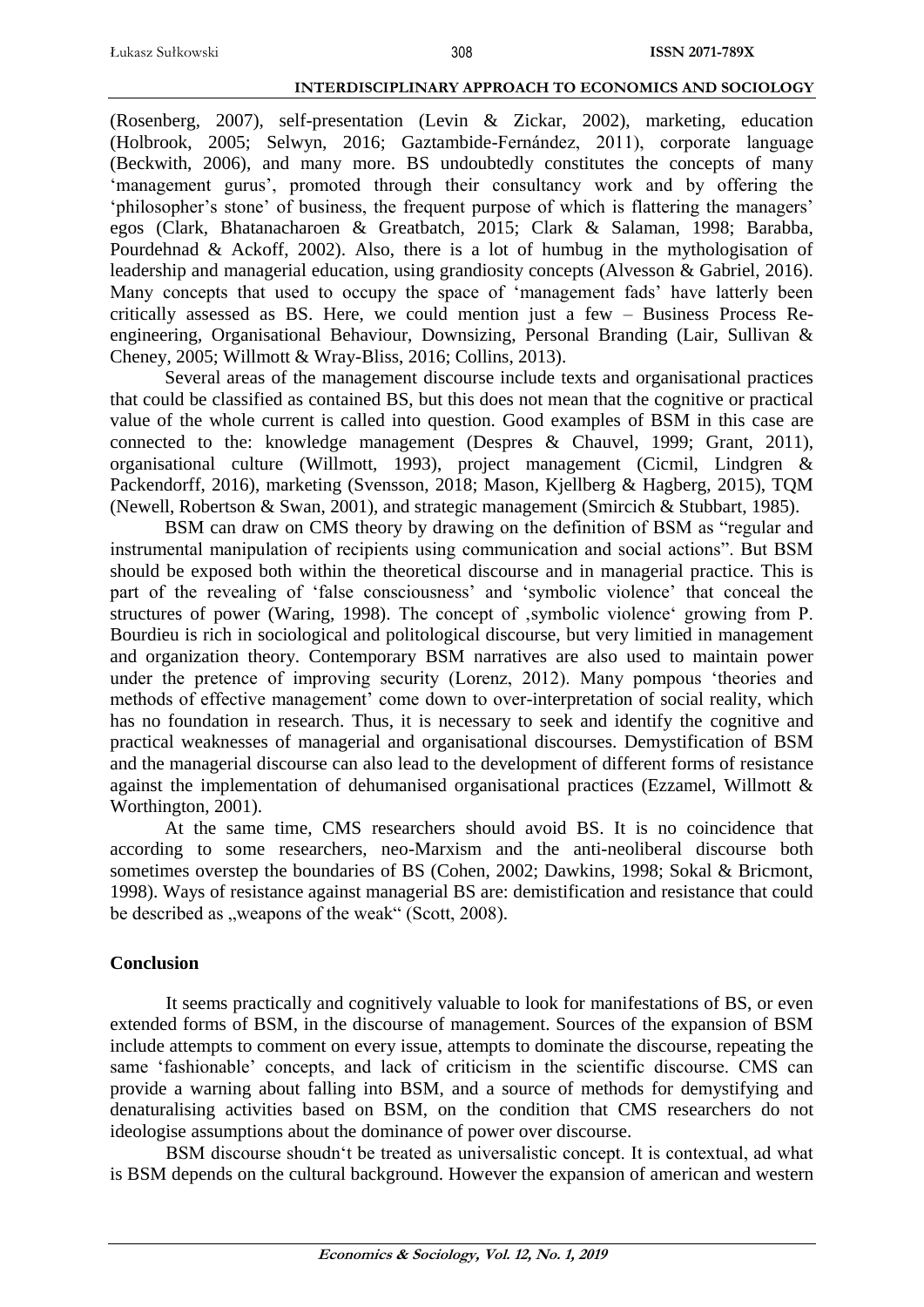(Rosenberg, 2007), self-presentation (Levin & Zickar, 2002), marketing, education (Holbrook, 2005; Selwyn, 2016; Gaztambide-Fernández, 2011), corporate language (Beckwith, 2006), and many more. BS undoubtedly constitutes the concepts of many 'management gurus', promoted through their consultancy work and by offering the 'philosopher's stone' of business, the frequent purpose of which is flattering the managers' egos (Clark, Bhatanacharoen & Greatbatch, 2015; Clark & Salaman, 1998; Barabba, Pourdehnad & Ackoff, 2002). Also, there is a lot of humbug in the mythologisation of leadership and managerial education, using grandiosity concepts (Alvesson & Gabriel, 2016). Many concepts that used to occupy the space of 'management fads' have latterly been critically assessed as BS. Here, we could mention just a few – Business Process Re-engineering, Organisational Behaviour, Downsizing, Personal Branding (Lair, Sullivan & Cheney, 2005; Willmott & Wray-Bliss, 2016; Collins, 2013).

Several areas of the management discourse include texts and organisational practices that could be classified as contained BS, but this does not mean that the cognitive or practical value of the whole current is called into question. Good examples of BSM in this case are connected to the: knowledge management (Despres & Chauvel, 1999; Grant, 2011), organisational culture (Willmott, 1993), project management (Cicmil, Lindgren & Packendorff, 2016), marketing (Svensson, 2018; Mason, Kjellberg & Hagberg, 2015), TQM (Newell, Robertson & Swan, 2001), and strategic management (Smircich & Stubbart, 1985).

BSM can draw on CMS theory by drawing on the definition of BSM as "regular and instrumental manipulation of recipients using communication and social actions". But BSM should be exposed both within the theoretical discourse and in managerial practice. This is part of the revealing of 'false consciousness' and 'symbolic violence' that conceal the structures of power (Waring, 1998). The concept of ‚symbolic violence' growing from P. Bourdieu is rich in sociological and politological discourse, but very limitied in management and organization theory. Contemporary BSM narratives are also used to maintain power under the pretence of improving security (Lorenz, 2012). Many pompous 'theories and methods of effective management' come down to over-interpretation of social reality, which has no foundation in research. Thus, it is necessary to seek and identify the cognitive and practical weaknesses of managerial and organisational discourses. Demystification of BSM and the managerial discourse can also lead to the development of different forms of resistance against the implementation of dehumanised organisational practices (Ezzamel, Willmott & Worthington, 2001).

At the same time, CMS researchers should avoid BS. It is no coincidence that according to some researchers, neo-Marxism and the anti-neoliberal discourse both sometimes overstep the boundaries of BS (Cohen, 2002; Dawkins, 1998; Sokal & Bricmont, 1998). Ways of resistance against managerial BS are: demistification and resistance that could be described as „weapons of the weak" (Scott, 2008).

## Conclusion

It seems practically and cognitively valuable to look for manifestations of BS, or even extended forms of BSM, in the discourse of management. Sources of the expansion of BSM include attempts to comment on every issue, attempts to dominate the discourse, repeating the same 'fashionable' concepts, and lack of criticism in the scientific discourse. CMS can provide a warning about falling into BSM, and a source of methods for demystifying and denaturalising activities based on BSM, on the condition that CMS researchers do not ideologise assumptions about the dominance of power over discourse.

BSM discourse shoudn't be treated as universalistic concept. It is contextual, ad what is BSM depends on the cultural background. However the expansion of american and western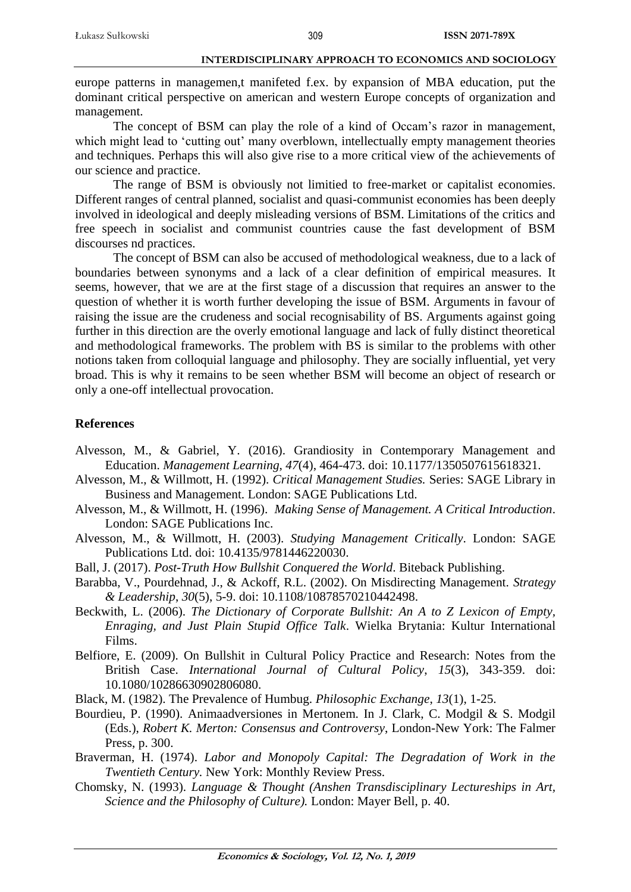europe patterns in managemen,t manifeted f.ex. by expansion of MBA education, put the dominant critical perspective on american and western Europe concepts of organization and management.

The concept of BSM can play the role of a kind of Occam's razor in management, which might lead to 'cutting out' many overblown, intellectually empty management theories and techniques. Perhaps this will also give rise to a more critical view of the achievements of our science and practice.

The range of BSM is obviously not limitied to free-market or capitalist economies. Different ranges of central planned, socialist and quasi-communist economies has been deeply involved in ideological and deeply misleading versions of BSM. Limitations of the critics and free speech in socialist and communist countries cause the fast development of BSM discourses nd practices.

The concept of BSM can also be accused of methodological weakness, due to a lack of boundaries between synonyms and a lack of a clear definition of empirical measures. It seems, however, that we are at the first stage of a discussion that requires an answer to the question of whether it is worth further developing the issue of BSM. Arguments in favour of raising the issue are the crudeness and social recognisability of BS. Arguments against going further in this direction are the overly emotional language and lack of fully distinct theoretical and methodological frameworks. The problem with BS is similar to the problems with other notions taken from colloquial language and philosophy. They are socially influential, yet very broad. This is why it remains to be seen whether BSM will become an object of research or only a one-off intellectual provocation.

## References

Alvesson, M., & Gabriel, Y. (2016). Grandiosity in Contemporary Management and Education. *Management Learning*, *47*(4), 464-473. doi: 10.1177/1350507615618321.

Alvesson, M., & Willmott, H. (1992). *Critical Management Studies.* Series: SAGE Library in Business and Management. London: SAGE Publications Ltd.

Alvesson, M., & Willmott, H. (1996). *Making Sense of Management. A Critical Introduction*. London: SAGE Publications Inc.

Alvesson, M., & Willmott, H. (2003). *Studying Management Critically*. London: SAGE Publications Ltd. doi: 10.4135/9781446220030.

Ball, J. (2017). *Post-Truth How Bullshit Conquered the World*. Biteback Publishing.

Barabba, V., Pourdehnad, J., & Ackoff, R.L. (2002). On Misdirecting Management. *Strategy & Leadership*, *30*(5), 5-9. doi: 10.1108/10878570210442498.

Beckwith, L. (2006). *The Dictionary of Corporate Bullshit: An A to Z Lexicon of Empty, Enraging, and Just Plain Stupid Office Talk*. Wielka Brytania: Kultur International Films.

Belfiore, E. (2009). On Bullshit in Cultural Policy Practice and Research: Notes from the British Case. *International Journal of Cultural Policy*, *15*(3), 343-359. doi: 10.1080/10286630902806080.

Black, M. (1982). The Prevalence of Humbug. *Philosophic Exchange*, *13*(1), 1-25.

Bourdieu, P. (1990). Animaadversiones in Mertonem. In J. Clark, C. Modgil & S. Modgil (Eds.), *Robert K. Merton: Consensus and Controversy*, London-New York: The Falmer Press, p. 300.

Braverman, H. (1974). *Labor and Monopoly Capital: The Degradation of Work in the Twentieth Century.* New York: Monthly Review Press.

Chomsky, N. (1993). *Language & Thought (Anshen Transdisciplinary Lectureships in Art, Science and the Philosophy of Culture).* London: Mayer Bell, p. 40.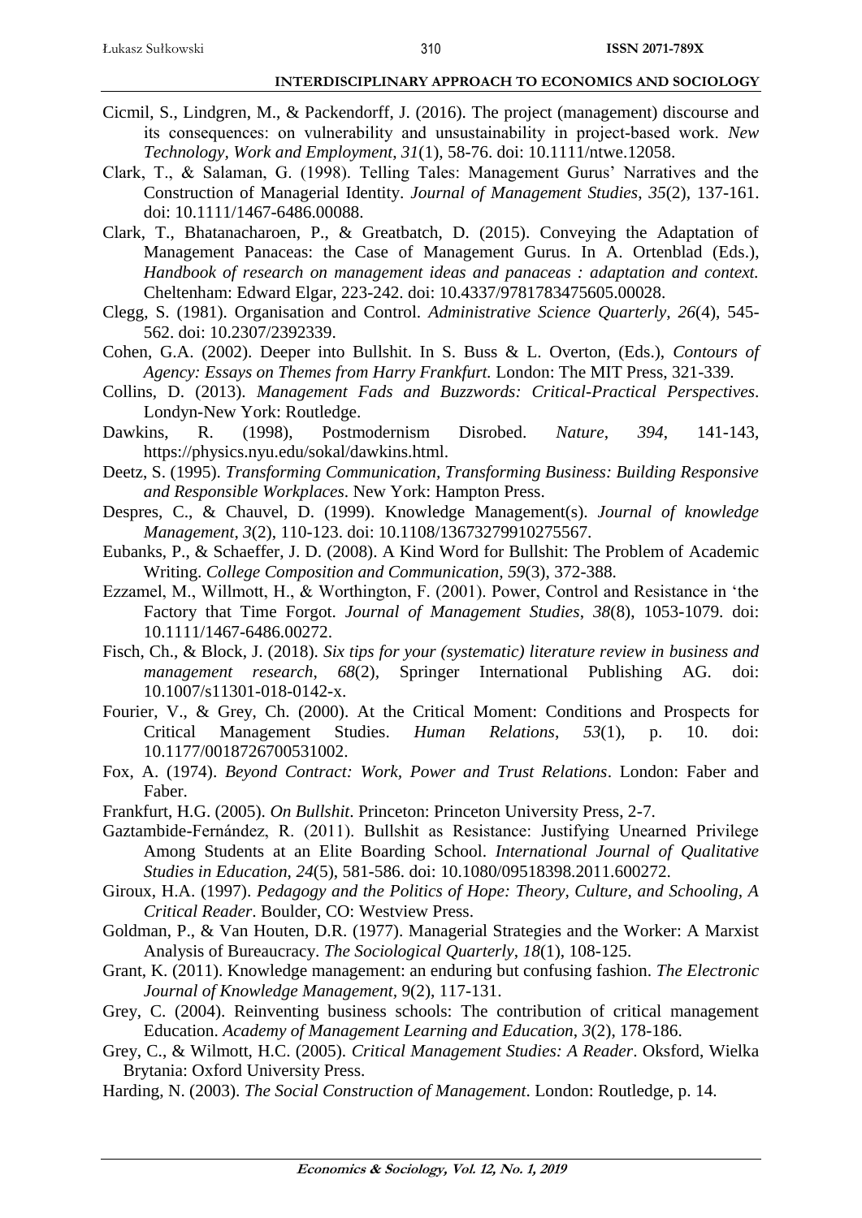Cicmil, S., Lindgren, M., & Packendorff, J. (2016). The project (management) discourse and its consequences: on vulnerability and unsustainability in project-based work. *New Technology, Work and Employment*, *31*(1), 58-76. doi: 10.1111/ntwe.12058.

Clark, T., & Salaman, G. (1998). Telling Tales: Management Gurus' Narratives and the Construction of Managerial Identity. *Journal of Management Studies*, *35*(2), 137-161. doi: 10.1111/1467-6486.00088.

Clark, T., Bhatanacharoen, P., & Greatbatch, D. (2015). Conveying the Adaptation of Management Panaceas: the Case of Management Gurus. In A. Ortenblad (Eds.), *Handbook of research on management ideas and panaceas : adaptation and context.* Cheltenham: Edward Elgar, 223-242. doi: 10.4337/9781783475605.00028.

Clegg, S. (1981). Organisation and Control. *Administrative Science Quarterly*, *26*(4), 545-562. doi: 10.2307/2392339.

Cohen, G.A. (2002). Deeper into Bullshit. In S. Buss & L. Overton, (Eds.), *Contours of Agency: Essays on Themes from Harry Frankfurt.* London: The MIT Press, 321-339.

Collins, D. (2013). *Management Fads and Buzzwords: Critical-Practical Perspectives*. Londyn-New York: Routledge.

Dawkins, R. (1998), Postmodernism Disrobed. *Nature*, *394*, 141-143, https://physics.nyu.edu/sokal/dawkins.html.

Deetz, S. (1995). *Transforming Communication, Transforming Business: Building Responsive and Responsible Workplaces*. New York: Hampton Press.

Despres, C., & Chauvel, D. (1999). Knowledge Management(s). *Journal of knowledge Management*, *3*(2), 110-123. doi: 10.1108/13673279910275567.

Eubanks, P., & Schaeffer, J. D. (2008). A Kind Word for Bullshit: The Problem of Academic Writing. *College Composition and Communication*, *59*(3), 372-388.

Ezzamel, M., Willmott, H., & Worthington, F. (2001). Power, Control and Resistance in 'the Factory that Time Forgot. *Journal of Management Studies*, *38*(8), 1053-1079. doi: 10.1111/1467-6486.00272.

Fisch, Ch., & Block, J. (2018). *Six tips for your (systematic) literature review in business and management research*, *68*(2), Springer International Publishing AG. doi: 10.1007/s11301-018-0142-x.

Fourier, V., & Grey, Ch. (2000). At the Critical Moment: Conditions and Prospects for Critical Management Studies. *Human Relations*, *53*(1), p. 10. doi: 10.1177/0018726700531002.

Fox, A. (1974). *Beyond Contract: Work, Power and Trust Relations*. London: Faber and Faber.

Frankfurt, H.G. (2005). *On Bullshit*. Princeton: Princeton University Press, 2-7.

Gaztambide-Fernández, R. (2011). Bullshit as Resistance: Justifying Unearned Privilege Among Students at an Elite Boarding School. *International Journal of Qualitative Studies in Education*, *24*(5), 581-586. doi: 10.1080/09518398.2011.600272.

Giroux, H.A. (1997). *Pedagogy and the Politics of Hope: Theory, Culture, and Schooling, A Critical Reader*. Boulder, CO: Westview Press.

Goldman, P., & Van Houten, D.R. (1977). Managerial Strategies and the Worker: A Marxist Analysis of Bureaucracy. *The Sociological Quarterly*, *18*(1), 108-125.

Grant, K. (2011). Knowledge management: an enduring but confusing fashion. *The Electronic Journal of Knowledge Management*, 9(2), 117-131.

Grey, C. (2004). Reinventing business schools: The contribution of critical management Education. *Academy of Management Learning and Education*, *3*(2), 178-186.

Grey, C., & Wilmott, H.C. (2005). *Critical Management Studies: A Reader*. Oksford, Wielka Brytania: Oxford University Press.

Harding, N. (2003). *The Social Construction of Management*. London: Routledge, p. 14.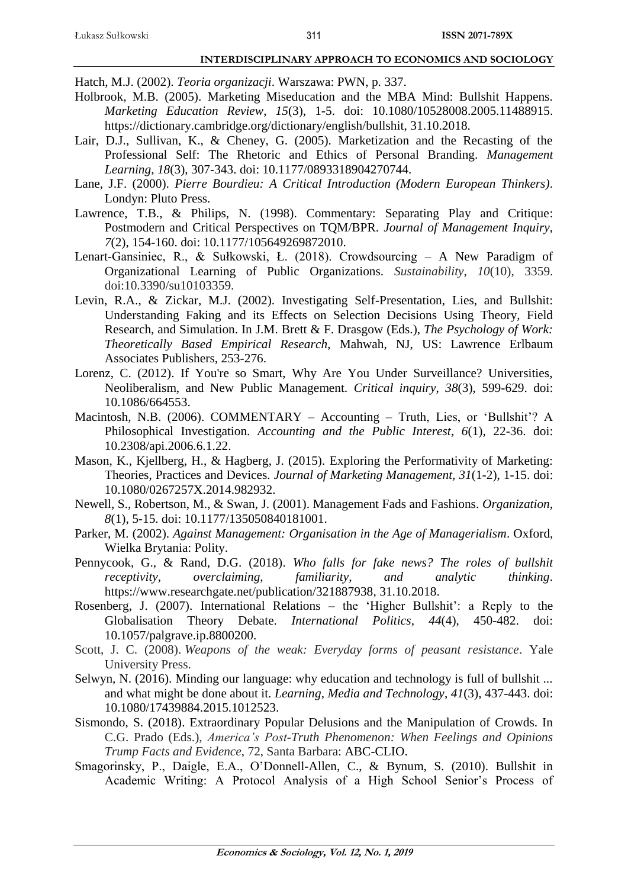Hatch, M.J. (2002). *Teoria organizacji*. Warszawa: PWN, p. 337.

Holbrook, M.B. (2005). Marketing Miseducation and the MBA Mind: Bullshit Happens. *Marketing Education Review*, *15*(3), 1-5. doi: 10.1080/10528008.2005.11488915. https://dictionary.cambridge.org/dictionary/english/bullshit, 31.10.2018.

Lair, D.J., Sullivan, K., & Cheney, G. (2005). Marketization and the Recasting of the Professional Self: The Rhetoric and Ethics of Personal Branding. *Management Learning*, *18*(3), 307-343. doi: 10.1177/0893318904270744.

Lane, J.F. (2000). *Pierre Bourdieu: A Critical Introduction (Modern European Thinkers)*. Londyn: Pluto Press.

Lawrence, T.B., & Philips, N. (1998). Commentary: Separating Play and Critique: Postmodern and Critical Perspectives on TQM/BPR. *Journal of Management Inquiry*, *7*(2), 154-160. doi: 10.1177/105649269872010.

Lenart-Gansiniec, R., & Sułkowski, Ł. (2018). Crowdsourcing – A New Paradigm of Organizational Learning of Public Organizations. *Sustainability*, *10*(10), 3359. doi:10.3390/su10103359.

Levin, R.A., & Zickar, M.J. (2002). Investigating Self-Presentation, Lies, and Bullshit: Understanding Faking and its Effects on Selection Decisions Using Theory, Field Research, and Simulation. In J.M. Brett & F. Drasgow (Eds.), *The Psychology of Work: Theoretically Based Empirical Research*, Mahwah, NJ, US: Lawrence Erlbaum Associates Publishers, 253-276.

Lorenz, C. (2012). If You're so Smart, Why Are You Under Surveillance? Universities, Neoliberalism, and New Public Management. *Critical inquiry*, *38*(3), 599-629. doi: 10.1086/664553.

Macintosh, N.B. (2006). COMMENTARY – Accounting – Truth, Lies, or 'Bullshit'? A Philosophical Investigation. *Accounting and the Public Interest*, *6*(1), 22-36. doi: 10.2308/api.2006.6.1.22.

Mason, K., Kjellberg, H., & Hagberg, J. (2015). Exploring the Performativity of Marketing: Theories, Practices and Devices. *Journal of Marketing Management, 31*(1-2), 1-15. doi: 10.1080/0267257X.2014.982932.

Newell, S., Robertson, M., & Swan, J. (2001). Management Fads and Fashions. *Organization*, *8*(1), 5-15. doi: 10.1177/135050840181001.

Parker, M. (2002). *Against Management: Organisation in the Age of Managerialism*. Oxford, Wielka Brytania: Polity.

Pennycook, G., & Rand, D.G. (2018). *Who falls for fake news? The roles of bullshit receptivity, overclaiming, familiarity, and analytic thinking*. https://www.researchgate.net/publication/321887938, 31.10.2018.

Rosenberg, J. (2007). International Relations – the 'Higher Bullshit': a Reply to the Globalisation Theory Debate. *International Politics*, *44*(4), 450-482. doi: 10.1057/palgrave.ip.8800200.

Scott, J. C. (2008). *Weapons of the weak: Everyday forms of peasant resistance*. Yale University Press.

Selwyn, N. (2016). Minding our language: why education and technology is full of bullshit ... and what might be done about it. *Learning, Media and Technology*, *41*(3), 437-443. doi: 10.1080/17439884.2015.1012523.

Sismondo, S. (2018). Extraordinary Popular Delusions and the Manipulation of Crowds. In C.G. Prado (Eds.), *America's Post-Truth Phenomenon: When Feelings and Opinions Trump Facts and Evidence*, 72, Santa Barbara: ABC-CLIO.

Smagorinsky, P., Daigle, E.A., O'Donnell-Allen, C., & Bynum, S. (2010). Bullshit in Academic Writing: A Protocol Analysis of a High School Senior's Process of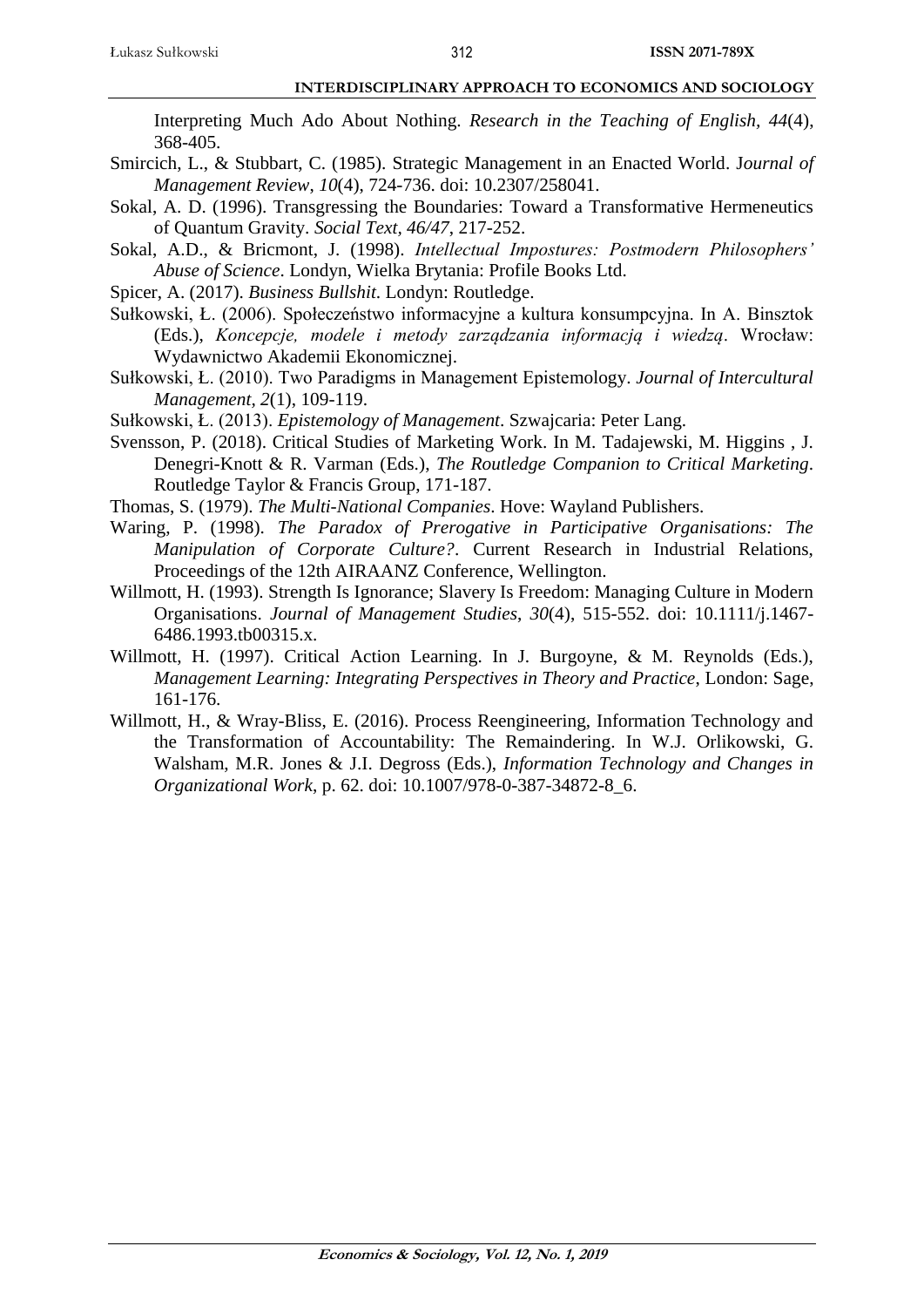Interpreting Much Ado About Nothing. *Research in the Teaching of English, 44*(4), 368-405.

Smircich, L., & Stubbart, C. (1985). Strategic Management in an Enacted World. J*ournal of Management Review*, *10*(4), 724-736. doi: 10.2307/258041.

Sokal, A. D. (1996). Transgressing the Boundaries: Toward a Transformative Hermeneutics of Quantum Gravity. *Social Text, 46/47*, 217-252.

Sokal, A.D., & Bricmont, J. (1998). *Intellectual Impostures: Postmodern Philosophers' Abuse of Science*. Londyn, Wielka Brytania: Profile Books Ltd.

Spicer, A. (2017). *Business Bullshit*. Londyn: Routledge.

Sułkowski, Ł. (2006). Społeczeństwo informacyjne a kultura konsumpcyjna. In A. Binsztok (Eds.), *Koncepcje, modele i metody zarządzania informacją i wiedzą*. Wrocław: Wydawnictwo Akademii Ekonomicznej.

Sułkowski, Ł. (2010). Two Paradigms in Management Epistemology. *Journal of Intercultural Management*, *2*(1), 109-119.

Sułkowski, Ł. (2013). *Epistemology of Management*. Szwajcaria: Peter Lang.

Svensson, P. (2018). Critical Studies of Marketing Work. In M. Tadajewski, M. Higgins , J. Denegri-Knott & R. Varman (Eds.), *The Routledge Companion to Critical Marketing*. Routledge Taylor & Francis Group, 171-187.

Thomas, S. (1979). *The Multi-National Companies*. Hove: Wayland Publishers.

Waring, P. (1998). *The Paradox of Prerogative in Participative Organisations: The Manipulation of Corporate Culture?*. Current Research in Industrial Relations, Proceedings of the 12th AIRAANZ Conference, Wellington.

Willmott, H. (1993). Strength Is Ignorance; Slavery Is Freedom: Managing Culture in Modern Organisations. *Journal of Management Studies*, *30*(4), 515-552. doi: 10.1111/j.1467-6486.1993.tb00315.x.

Willmott, H. (1997). Critical Action Learning. In J. Burgoyne, & M. Reynolds (Eds.), *Management Learning: Integrating Perspectives in Theory and Practice*, London: Sage, 161-176.

Willmott, H., & Wray-Bliss, E. (2016). Process Reengineering, Information Technology and the Transformation of Accountability: The Remaindering. In W.J. Orlikowski, G. Walsham, M.R. Jones & J.I. Degross (Eds.), *Information Technology and Changes in Organizational Work*, p. 62. doi: 10.1007/978-0-387-34872-8_6.